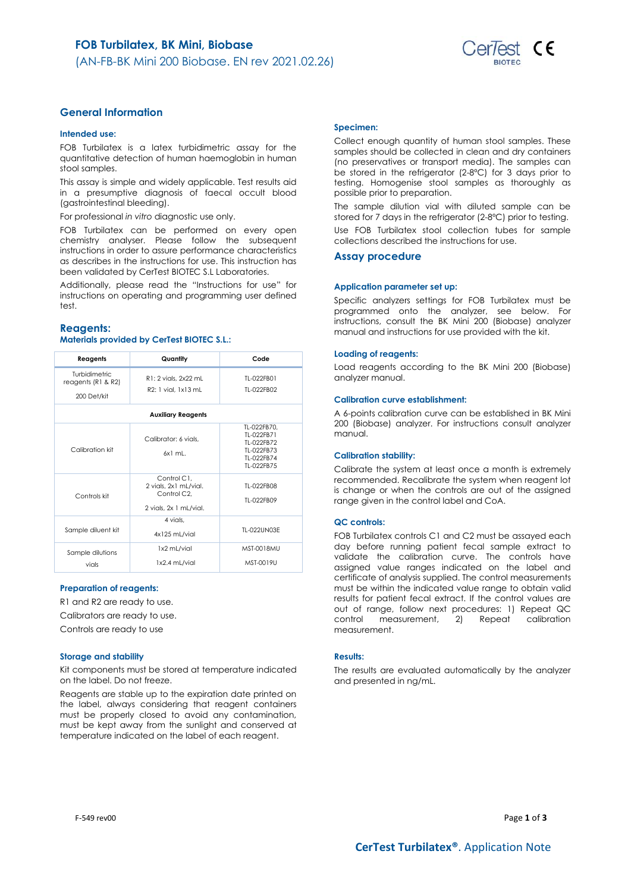# FOB Turbilatex, BK Mini, Biobase

(AN-FB-BK Mini 200 Biobase. EN rev 2021.02.26)

## General Information

### Intended use:

FOB Turbilatex is a latex turbidimetric assay for the quantitative detection of human haemoglobin in human stool samples.

This assay is simple and widely applicable. Test results aid in a presumptive diagnosis of faecal occult blood (gastrointestinal bleeding).

For professional *in vitro* diagnostic use only.

FOB Turbilatex can be performed on every open chemistry analyser. Please follow the subsequent instructions in order to assure performance characteristics as describes in the instructions for use. This instruction has been validated by CerTest BIOTEC S.L Laboratories.

Additionally, please read the "Instructions for use" for instructions on operating and programming user defined test.

## Reagents:

### Materials provided by CerTest BIOTEC S.L.:

| Reagents | Quantity | Code |
|---|---|---|
| Turbidimetric reagents (R1 & R2) 200 Det/kit | R1: 2 vials, 2x22 mL<br>R2: 1 vial, 1x13 mL | TL-022FB01<br>TL-022FB02 |
| **Auxiliary Reagents** | | |
| Calibration kit | Calibrator: 6 vials, 6x1 mL. | TL-022FB70, TL-022FB71 TL-022FB72 TL-022FB73 TL-022FB74 TL-022FB75 |
| Controls kit | Control C1, 2 vials, 2x1 mL/vial. Control C2, 2 vials, 2x 1 mL/vial. | TL-022FB08<br>TL-022FB09 |
| Sample diluent kit | 4 vials, 4x125 mL/vial | TL-022UN03E |
| Sample dilutions vials | 1x2 mL/vial<br>1x2.4 mL/vial | MST-0018MU<br>MST-0019U |

### Preparation of reagents:

R1 and R2 are ready to use.

Calibrators are ready to use.

Controls are ready to use

### Storage and stability

Kit components must be stored at temperature indicated on the label. Do not freeze.

Reagents are stable up to the expiration date printed on the label, always considering that reagent containers must be properly closed to avoid any contamination, must be kept away from the sunlight and conserved at temperature indicated on the label of each reagent.

### Specimen:

Collect enough quantity of human stool samples. These samples should be collected in clean and dry containers (no preservatives or transport media). The samples can be stored in the refrigerator (2-8ºC) for 3 days prior to testing. Homogenise stool samples as thoroughly as possible prior to preparation.

The sample dilution vial with diluted sample can be stored for 7 days in the refrigerator (2-8ºC) prior to testing.

Use FOB Turbilatex stool collection tubes for sample collections described the instructions for use.

## Assay procedure

### Application parameter set up:

Specific analyzers settings for FOB Turbilatex must be programmed onto the analyzer, see below. For instructions, consult the BK Mini 200 (Biobase) analyzer manual and instructions for use provided with the kit.

### Loading of reagents:

Load reagents according to the BK Mini 200 (Biobase) analyzer manual.

### Calibration curve establishment:

A 6-points calibration curve can be established in BK Mini 200 (Biobase) analyzer. For instructions consult analyzer manual.

### Calibration stability:

Calibrate the system at least once a month is extremely recommended. Recalibrate the system when reagent lot is change or when the controls are out of the assigned range given in the control label and CoA.

### QC controls:

FOB Turbilatex controls C1 and C2 must be assayed each day before running patient fecal sample extract to validate the calibration curve. The controls have assigned value ranges indicated on the label and certificate of analysis supplied. The control measurements must be within the indicated value range to obtain valid results for patient fecal extract. If the control values are out of range, follow next procedures: 1) Repeat QC control measurement, 2) Repeat calibration measurement.

### Results:

The results are evaluated automatically by the analyzer and presented in ng/mL.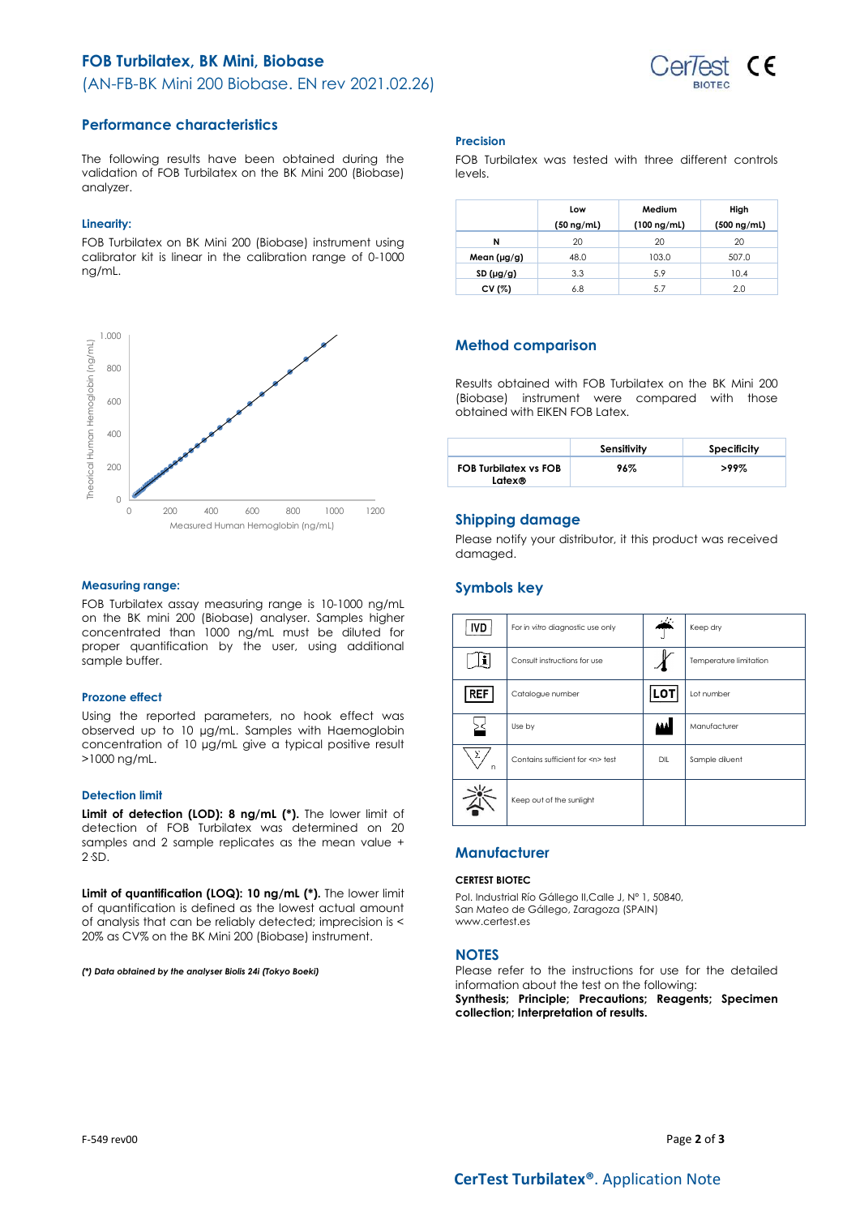# FOB Turbilatex, BK Mini, Biobase

(AN-FB-BK Mini 200 Biobase. EN rev 2021.02.26)

## Performance characteristics

The following results have been obtained during the validation of FOB Turbilatex on the BK Mini 200 (Biobase) analyzer.

### Linearity:

FOB Turbilatex on BK Mini 200 (Biobase) instrument using calibrator kit is linear in the calibration range of 0-1000 ng/mL.

### Measuring range:

FOB Turbilatex assay measuring range is 10-1000 ng/mL on the BK mini 200 (Biobase) analyser. Samples higher concentrated than 1000 ng/mL must be diluted for proper quantification by the user, using additional sample buffer.

### Prozone effect

Using the reported parameters, no hook effect was observed up to 10 µg/mL. Samples with Haemoglobin concentration of 10 µg/mL give a typical positive result >1000 ng/mL.

### Detection limit

**Limit of detection (LOD): 8 ng/mL (\*).** The lower limit of detection of FOB Turbilatex was determined on 20 samples and 2 sample replicates as the mean value + 2·SD.

**Limit of quantification (LOQ): 10 ng/mL (\*).** The lower limit of quantification is defined as the lowest actual amount of analysis that can be reliably detected; imprecision is < 20% as CV% on the BK Mini 200 (Biobase) instrument.

***(\*) Data obtained by the analyser Biolis 24i (Tokyo Boeki)***

### Precision

FOB Turbilatex was tested with three different controls levels.

| | Low (50 ng/mL) | Medium (100 ng/mL) | High (500 ng/mL) |
|---|---|---|---|
| **N** | 20 | 20 | 20 |
| **Mean (µg/g)** | 48.0 | 103.0 | 507.0 |
| **SD (µg/g)** | 3.3 | 5.9 | 10.4 |
| **CV (%)** | 6.8 | 5.7 | 2.0 |

## Method comparison

Results obtained with FOB Turbilatex on the BK Mini 200 (Biobase) instrument were compared with those obtained with EIKEN FOB Latex.

| | Sensitivity | Specificity |
|---|---|---|
| **FOB Turbilatex vs FOB Latex®** | **96%** | **>99%** |

## Shipping damage

Please notify your distributor, it this product was received damaged.

## Symbols key

| Symbol | Meaning | Symbol | Meaning |
|---|---|---|---|
| IVD | For in vitro diagnostic use only | | Keep dry |
| | Consult instructions for use | | Temperature limitation |
| REF | Catalogue number | LOT | Lot number |
| | Use by | | Manufacturer |
| | Contains sufficient for <n> test | DIL | Sample diluent |
| | Keep out of the sunlight | | |

## Manufacturer

**CERTEST BIOTEC**

Pol. Industrial Río Gállego II,Calle J, Nº 1, 50840,
San Mateo de Gállego, Zaragoza (SPAIN)
www.certest.es

## NOTES

Please refer to the instructions for use for the detailed information about the test on the following:
**Synthesis; Principle; Precautions; Reagents; Specimen collection; Interpretation of results.**

F-549 rev00

**CerTest Turbilatex®**. Application Note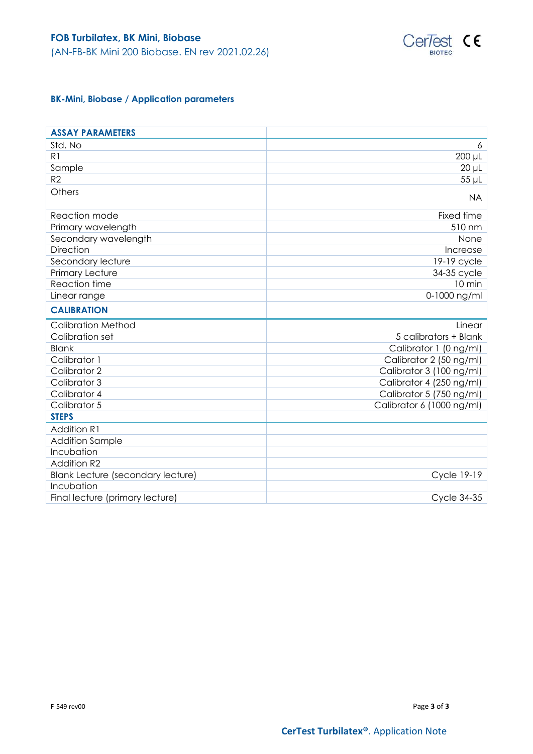## BK-Mini, Biobase / Application parameters

| **ASSAY PARAMETERS** | |
|---|---|
| Std. No | 6 |
| R1 | 200 µL |
| Sample | 20 µL |
| R2 | 55 µL |
| Others | NA |
| Reaction mode | Fixed time |
| Primary wavelength | 510 nm |
| Secondary wavelength | None |
| Direction | Increase |
| Secondary lecture | 19-19 cycle |
| Primary Lecture | 34-35 cycle |
| Reaction time | 10 min |
| Linear range | 0-1000 ng/ml |
| **CALIBRATION** | |
| Calibration Method | Linear |
| Calibration set | 5 calibrators + Blank |
| Blank | Calibrator 1 (0 ng/ml) |
| Calibrator 1 | Calibrator 2 (50 ng/ml) |
| Calibrator 2 | Calibrator 3 (100 ng/ml) |
| Calibrator 3 | Calibrator 4 (250 ng/ml) |
| Calibrator 4 | Calibrator 5 (750 ng/ml) |
| Calibrator 5 | Calibrator 6 (1000 ng/ml) |
| **STEPS** | |
| Addition R1 | |
| Addition Sample | |
| Incubation | |
| Addition R2 | |
| Blank Lecture (secondary lecture) | Cycle 19-19 |
| Incubation | |
| Final lecture (primary lecture) | Cycle 34-35 |